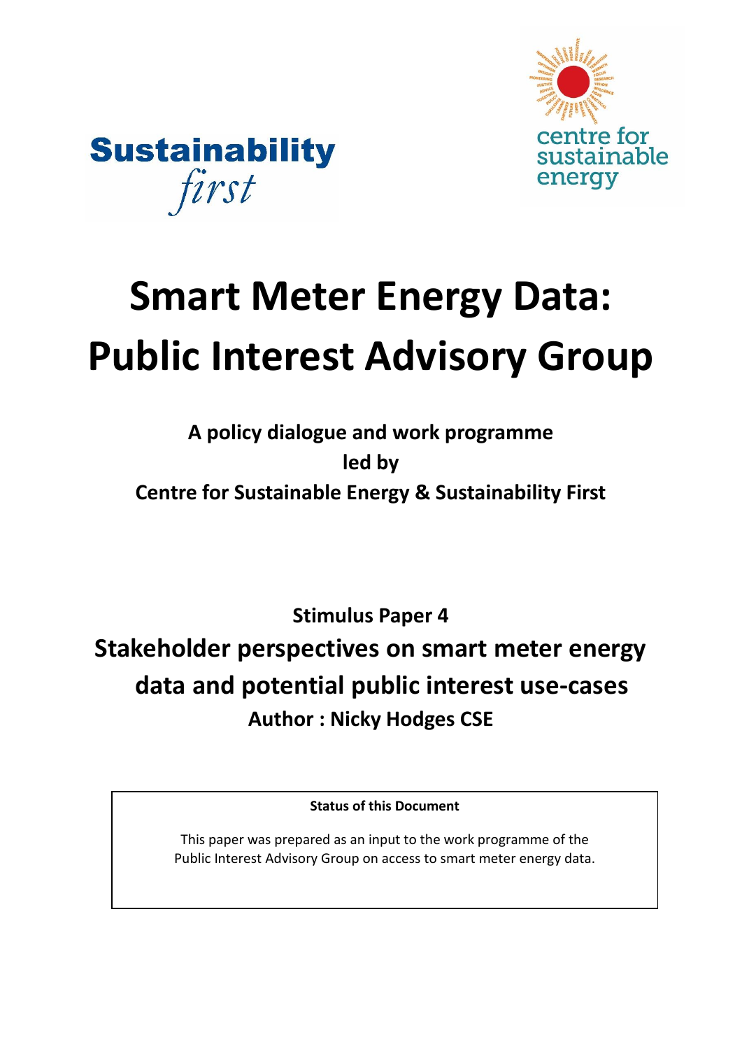Sustainability first

centre for sustainable energy

# Smart Meter Energy Data: Public Interest Advisory Group

**A policy dialogue and work programme led by Centre for Sustainable Energy & Sustainability First**

**Stimulus Paper 4**

## Stakeholder perspectives on smart meter energy data and potential public interest use-cases

**Author : Nicky Hodges CSE**

**Status of this Document**

This paper was prepared as an input to the work programme of the Public Interest Advisory Group on access to smart meter energy data.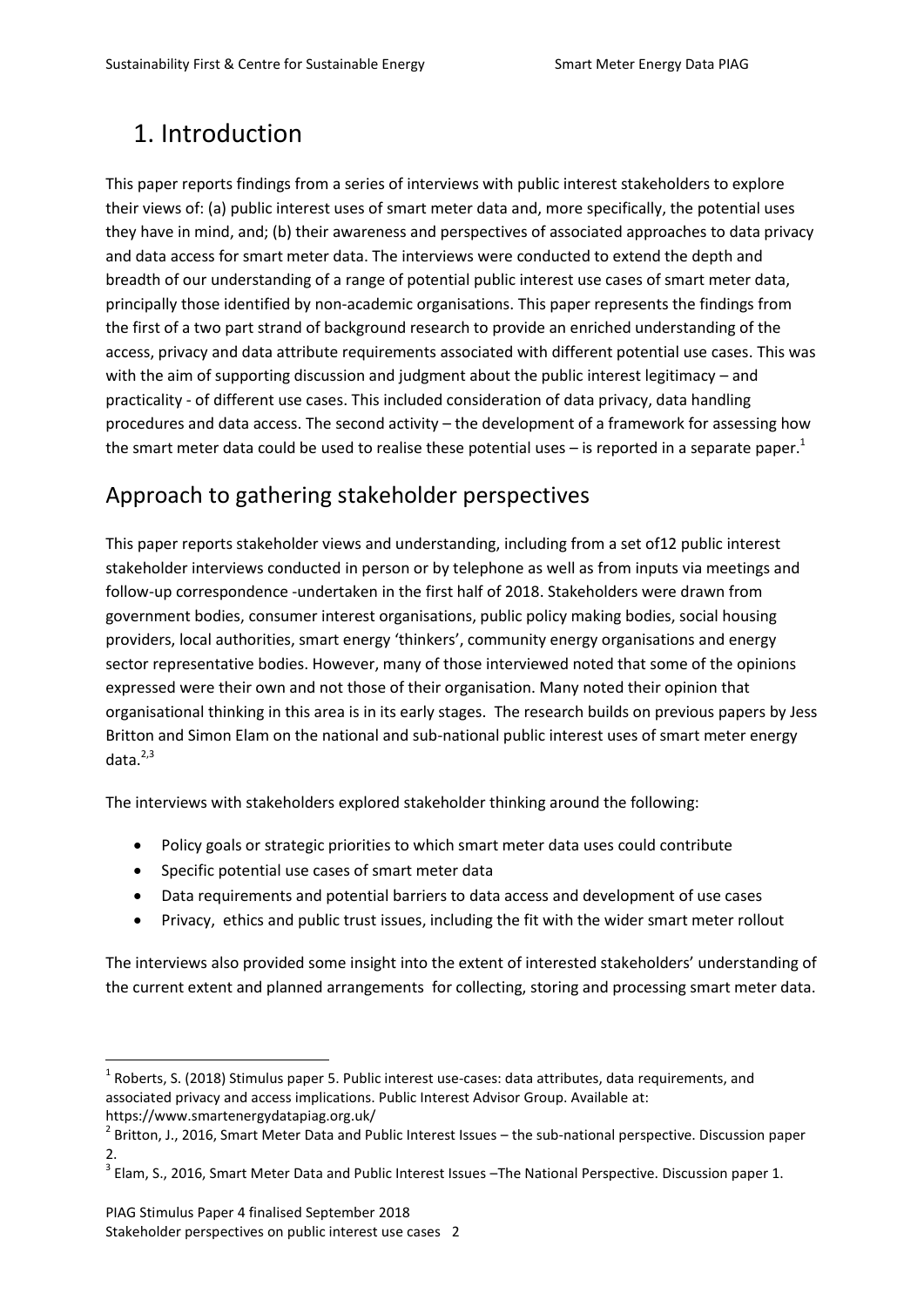# 1. Introduction

This paper reports findings from a series of interviews with public interest stakeholders to explore their views of: (a) public interest uses of smart meter data and, more specifically, the potential uses they have in mind, and; (b) their awareness and perspectives of associated approaches to data privacy and data access for smart meter data. The interviews were conducted to extend the depth and breadth of our understanding of a range of potential public interest use cases of smart meter data, principally those identified by non-academic organisations. This paper represents the findings from the first of a two part strand of background research to provide an enriched understanding of the access, privacy and data attribute requirements associated with different potential use cases. This was with the aim of supporting discussion and judgment about the public interest legitimacy – and practicality - of different use cases. This included consideration of data privacy, data handling procedures and data access. The second activity – the development of a framework for assessing how the smart meter data could be used to realise these potential uses – is reported in a separate paper.[1]

## Approach to gathering stakeholder perspectives

This paper reports stakeholder views and understanding, including from a set of12 public interest stakeholder interviews conducted in person or by telephone as well as from inputs via meetings and follow-up correspondence -undertaken in the first half of 2018. Stakeholders were drawn from government bodies, consumer interest organisations, public policy making bodies, social housing providers, local authorities, smart energy 'thinkers', community energy organisations and energy sector representative bodies. However, many of those interviewed noted that some of the opinions expressed were their own and not those of their organisation. Many noted their opinion that organisational thinking in this area is in its early stages. The research builds on previous papers by Jess Britton and Simon Elam on the national and sub-national public interest uses of smart meter energy data.[2,3]

The interviews with stakeholders explored stakeholder thinking around the following:

- Policy goals or strategic priorities to which smart meter data uses could contribute
- Specific potential use cases of smart meter data
- Data requirements and potential barriers to data access and development of use cases
- Privacy, ethics and public trust issues, including the fit with the wider smart meter rollout

The interviews also provided some insight into the extent of interested stakeholders' understanding of the current extent and planned arrangements for collecting, storing and processing smart meter data.

---

[1] Roberts, S. (2018) Stimulus paper 5. Public interest use-cases: data attributes, data requirements, and associated privacy and access implications. Public Interest Advisor Group. Available at: https://www.smartenergydatapiag.org.uk/

[2] Britton, J., 2016, Smart Meter Data and Public Interest Issues – the sub-national perspective. Discussion paper 2.

[3] Elam, S., 2016, Smart Meter Data and Public Interest Issues –The National Perspective. Discussion paper 1.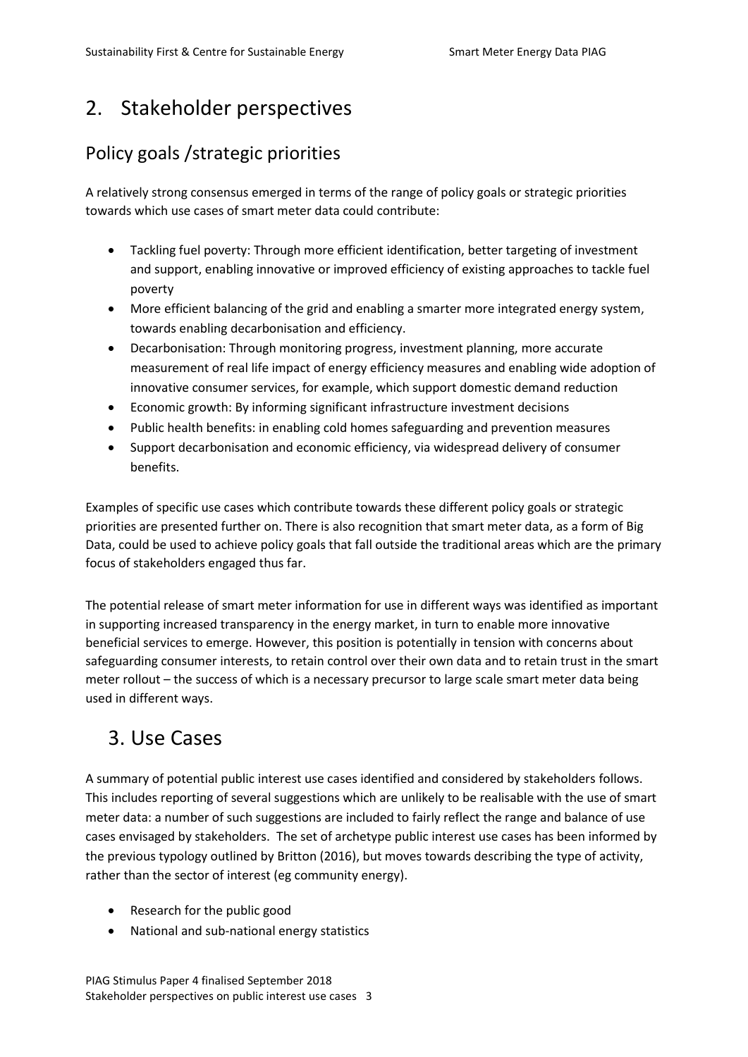# 2. Stakeholder perspectives

## Policy goals /strategic priorities

A relatively strong consensus emerged in terms of the range of policy goals or strategic priorities towards which use cases of smart meter data could contribute:

- Tackling fuel poverty: Through more efficient identification, better targeting of investment and support, enabling innovative or improved efficiency of existing approaches to tackle fuel poverty
- More efficient balancing of the grid and enabling a smarter more integrated energy system, towards enabling decarbonisation and efficiency.
- Decarbonisation: Through monitoring progress, investment planning, more accurate measurement of real life impact of energy efficiency measures and enabling wide adoption of innovative consumer services, for example, which support domestic demand reduction
- Economic growth: By informing significant infrastructure investment decisions
- Public health benefits: in enabling cold homes safeguarding and prevention measures
- Support decarbonisation and economic efficiency, via widespread delivery of consumer benefits.

Examples of specific use cases which contribute towards these different policy goals or strategic priorities are presented further on. There is also recognition that smart meter data, as a form of Big Data, could be used to achieve policy goals that fall outside the traditional areas which are the primary focus of stakeholders engaged thus far.

The potential release of smart meter information for use in different ways was identified as important in supporting increased transparency in the energy market, in turn to enable more innovative beneficial services to emerge. However, this position is potentially in tension with concerns about safeguarding consumer interests, to retain control over their own data and to retain trust in the smart meter rollout – the success of which is a necessary precursor to large scale smart meter data being used in different ways.

# 3. Use Cases

A summary of potential public interest use cases identified and considered by stakeholders follows. This includes reporting of several suggestions which are unlikely to be realisable with the use of smart meter data: a number of such suggestions are included to fairly reflect the range and balance of use cases envisaged by stakeholders. The set of archetype public interest use cases has been informed by the previous typology outlined by Britton (2016), but moves towards describing the type of activity, rather than the sector of interest (eg community energy).

- Research for the public good
- National and sub-national energy statistics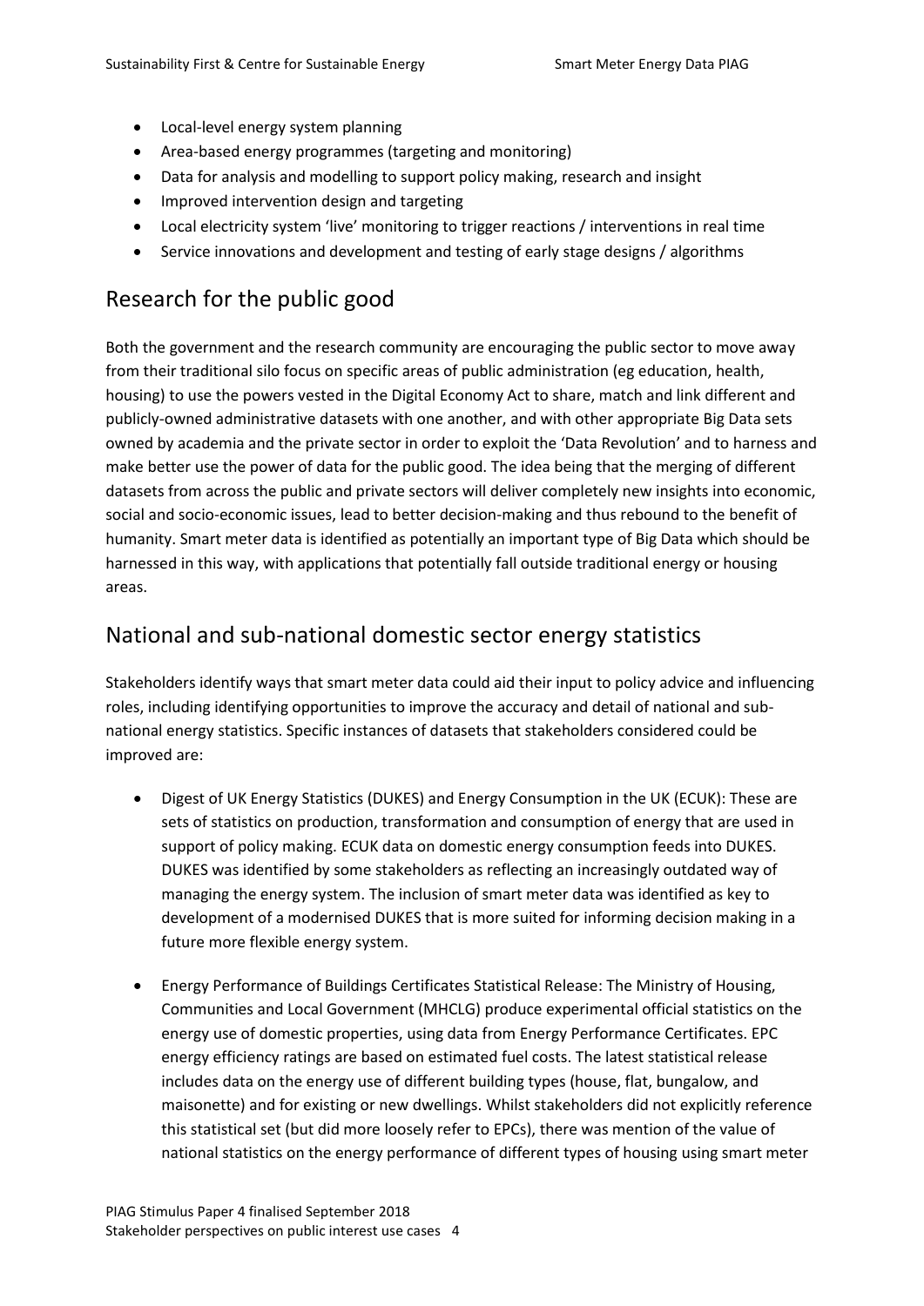- Local-level energy system planning
- Area-based energy programmes (targeting and monitoring)
- Data for analysis and modelling to support policy making, research and insight
- Improved intervention design and targeting
- Local electricity system 'live' monitoring to trigger reactions / interventions in real time
- Service innovations and development and testing of early stage designs / algorithms

## Research for the public good

Both the government and the research community are encouraging the public sector to move away from their traditional silo focus on specific areas of public administration (eg education, health, housing) to use the powers vested in the Digital Economy Act to share, match and link different and publicly-owned administrative datasets with one another, and with other appropriate Big Data sets owned by academia and the private sector in order to exploit the 'Data Revolution' and to harness and make better use the power of data for the public good. The idea being that the merging of different datasets from across the public and private sectors will deliver completely new insights into economic, social and socio-economic issues, lead to better decision-making and thus rebound to the benefit of humanity. Smart meter data is identified as potentially an important type of Big Data which should be harnessed in this way, with applications that potentially fall outside traditional energy or housing areas.

## National and sub-national domestic sector energy statistics

Stakeholders identify ways that smart meter data could aid their input to policy advice and influencing roles, including identifying opportunities to improve the accuracy and detail of national and sub-national energy statistics. Specific instances of datasets that stakeholders considered could be improved are:

- Digest of UK Energy Statistics (DUKES) and Energy Consumption in the UK (ECUK): These are sets of statistics on production, transformation and consumption of energy that are used in support of policy making. ECUK data on domestic energy consumption feeds into DUKES. DUKES was identified by some stakeholders as reflecting an increasingly outdated way of managing the energy system. The inclusion of smart meter data was identified as key to development of a modernised DUKES that is more suited for informing decision making in a future more flexible energy system.

- Energy Performance of Buildings Certificates Statistical Release: The Ministry of Housing, Communities and Local Government (MHCLG) produce experimental official statistics on the energy use of domestic properties, using data from Energy Performance Certificates. EPC energy efficiency ratings are based on estimated fuel costs. The latest statistical release includes data on the energy use of different building types (house, flat, bungalow, and maisonette) and for existing or new dwellings. Whilst stakeholders did not explicitly reference this statistical set (but did more loosely refer to EPCs), there was mention of the value of national statistics on the energy performance of different types of housing using smart meter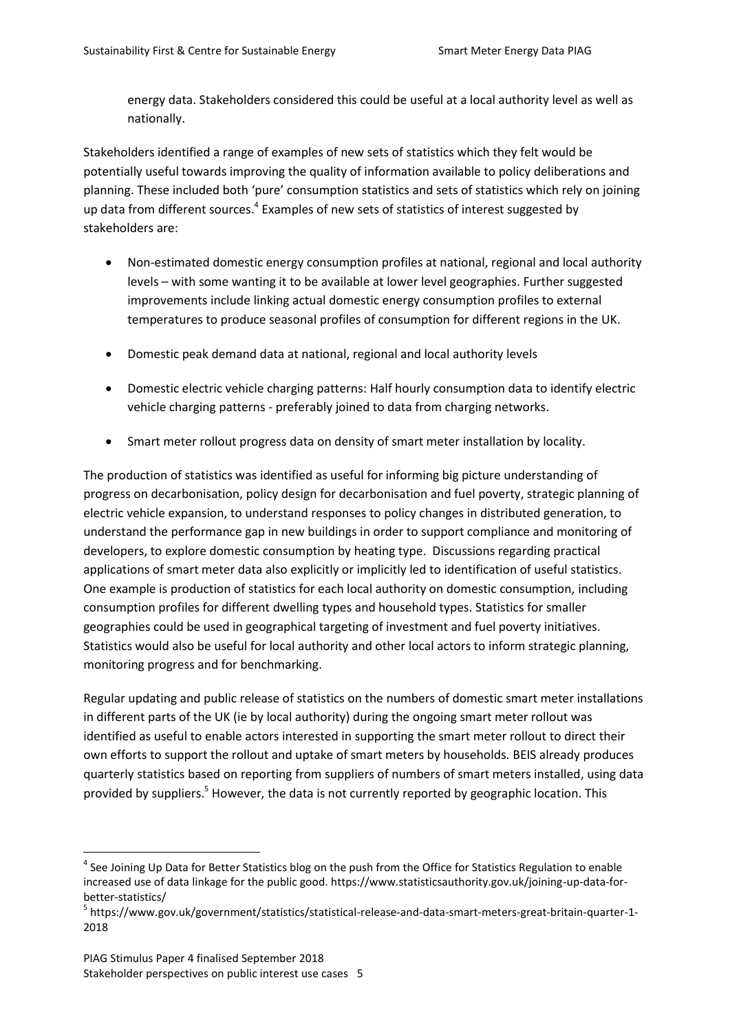energy data. Stakeholders considered this could be useful at a local authority level as well as nationally.

Stakeholders identified a range of examples of new sets of statistics which they felt would be potentially useful towards improving the quality of information available to policy deliberations and planning. These included both 'pure' consumption statistics and sets of statistics which rely on joining up data from different sources.[4] Examples of new sets of statistics of interest suggested by stakeholders are:

- Non-estimated domestic energy consumption profiles at national, regional and local authority levels – with some wanting it to be available at lower level geographies. Further suggested improvements include linking actual domestic energy consumption profiles to external temperatures to produce seasonal profiles of consumption for different regions in the UK.
- Domestic peak demand data at national, regional and local authority levels
- Domestic electric vehicle charging patterns: Half hourly consumption data to identify electric vehicle charging patterns - preferably joined to data from charging networks.
- Smart meter rollout progress data on density of smart meter installation by locality.

The production of statistics was identified as useful for informing big picture understanding of progress on decarbonisation, policy design for decarbonisation and fuel poverty, strategic planning of electric vehicle expansion, to understand responses to policy changes in distributed generation, to understand the performance gap in new buildings in order to support compliance and monitoring of developers, to explore domestic consumption by heating type. Discussions regarding practical applications of smart meter data also explicitly or implicitly led to identification of useful statistics. One example is production of statistics for each local authority on domestic consumption, including consumption profiles for different dwelling types and household types. Statistics for smaller geographies could be used in geographical targeting of investment and fuel poverty initiatives. Statistics would also be useful for local authority and other local actors to inform strategic planning, monitoring progress and for benchmarking.

Regular updating and public release of statistics on the numbers of domestic smart meter installations in different parts of the UK (ie by local authority) during the ongoing smart meter rollout was identified as useful to enable actors interested in supporting the smart meter rollout to direct their own efforts to support the rollout and uptake of smart meters by households. BEIS already produces quarterly statistics based on reporting from suppliers of numbers of smart meters installed, using data provided by suppliers.[5] However, the data is not currently reported by geographic location. This

[4] See Joining Up Data for Better Statistics blog on the push from the Office for Statistics Regulation to enable increased use of data linkage for the public good. https://www.statisticsauthority.gov.uk/joining-up-data-for-better-statistics/

[5] https://www.gov.uk/government/statistics/statistical-release-and-data-smart-meters-great-britain-quarter-1-2018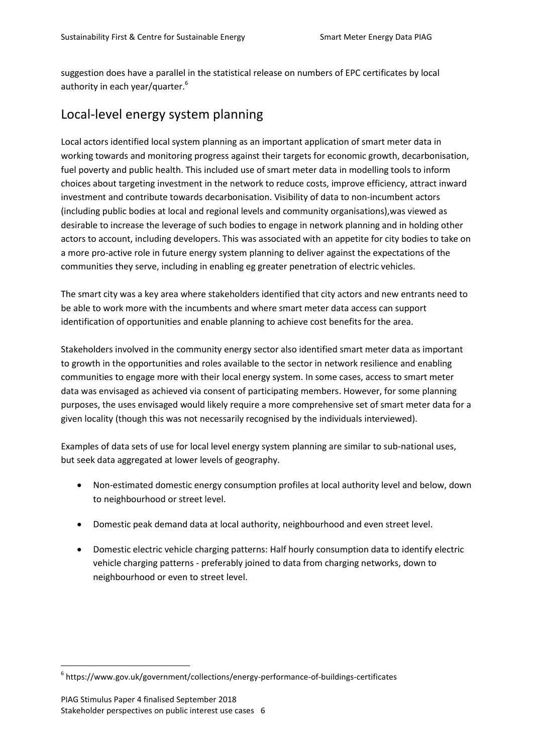suggestion does have a parallel in the statistical release on numbers of EPC certificates by local authority in each year/quarter.[6]

## Local-level energy system planning

Local actors identified local system planning as an important application of smart meter data in working towards and monitoring progress against their targets for economic growth, decarbonisation, fuel poverty and public health. This included use of smart meter data in modelling tools to inform choices about targeting investment in the network to reduce costs, improve efficiency, attract inward investment and contribute towards decarbonisation. Visibility of data to non-incumbent actors (including public bodies at local and regional levels and community organisations),was viewed as desirable to increase the leverage of such bodies to engage in network planning and in holding other actors to account, including developers. This was associated with an appetite for city bodies to take on a more pro-active role in future energy system planning to deliver against the expectations of the communities they serve, including in enabling eg greater penetration of electric vehicles.

The smart city was a key area where stakeholders identified that city actors and new entrants need to be able to work more with the incumbents and where smart meter data access can support identification of opportunities and enable planning to achieve cost benefits for the area.

Stakeholders involved in the community energy sector also identified smart meter data as important to growth in the opportunities and roles available to the sector in network resilience and enabling communities to engage more with their local energy system. In some cases, access to smart meter data was envisaged as achieved via consent of participating members. However, for some planning purposes, the uses envisaged would likely require a more comprehensive set of smart meter data for a given locality (though this was not necessarily recognised by the individuals interviewed).

Examples of data sets of use for local level energy system planning are similar to sub-national uses, but seek data aggregated at lower levels of geography.

- Non-estimated domestic energy consumption profiles at local authority level and below, down to neighbourhood or street level.
- Domestic peak demand data at local authority, neighbourhood and even street level.
- Domestic electric vehicle charging patterns: Half hourly consumption data to identify electric vehicle charging patterns - preferably joined to data from charging networks, down to neighbourhood or even to street level.

[6] https://www.gov.uk/government/collections/energy-performance-of-buildings-certificates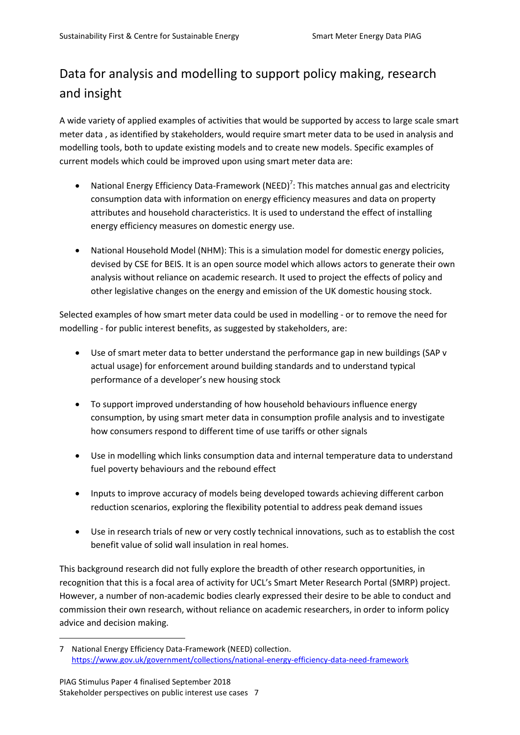## Data for analysis and modelling to support policy making, research and insight

A wide variety of applied examples of activities that would be supported by access to large scale smart meter data , as identified by stakeholders, would require smart meter data to be used in analysis and modelling tools, both to update existing models and to create new models. Specific examples of current models which could be improved upon using smart meter data are:

- National Energy Efficiency Data-Framework (NEED)[7]: This matches annual gas and electricity consumption data with information on energy efficiency measures and data on property attributes and household characteristics. It is used to understand the effect of installing energy efficiency measures on domestic energy use.

- National Household Model (NHM): This is a simulation model for domestic energy policies, devised by CSE for BEIS. It is an open source model which allows actors to generate their own analysis without reliance on academic research. It used to project the effects of policy and other legislative changes on the energy and emission of the UK domestic housing stock.

Selected examples of how smart meter data could be used in modelling - or to remove the need for modelling - for public interest benefits, as suggested by stakeholders, are:

- Use of smart meter data to better understand the performance gap in new buildings (SAP v actual usage) for enforcement around building standards and to understand typical performance of a developer's new housing stock

- To support improved understanding of how household behaviours influence energy consumption, by using smart meter data in consumption profile analysis and to investigate how consumers respond to different time of use tariffs or other signals

- Use in modelling which links consumption data and internal temperature data to understand fuel poverty behaviours and the rebound effect

- Inputs to improve accuracy of models being developed towards achieving different carbon reduction scenarios, exploring the flexibility potential to address peak demand issues

- Use in research trials of new or very costly technical innovations, such as to establish the cost benefit value of solid wall insulation in real homes.

This background research did not fully explore the breadth of other research opportunities, in recognition that this is a focal area of activity for UCL's Smart Meter Research Portal (SMRP) project. However, a number of non-academic bodies clearly expressed their desire to be able to conduct and commission their own research, without reliance on academic researchers, in order to inform policy advice and decision making.

---

7 National Energy Efficiency Data-Framework (NEED) collection. https://www.gov.uk/government/collections/national-energy-efficiency-data-need-framework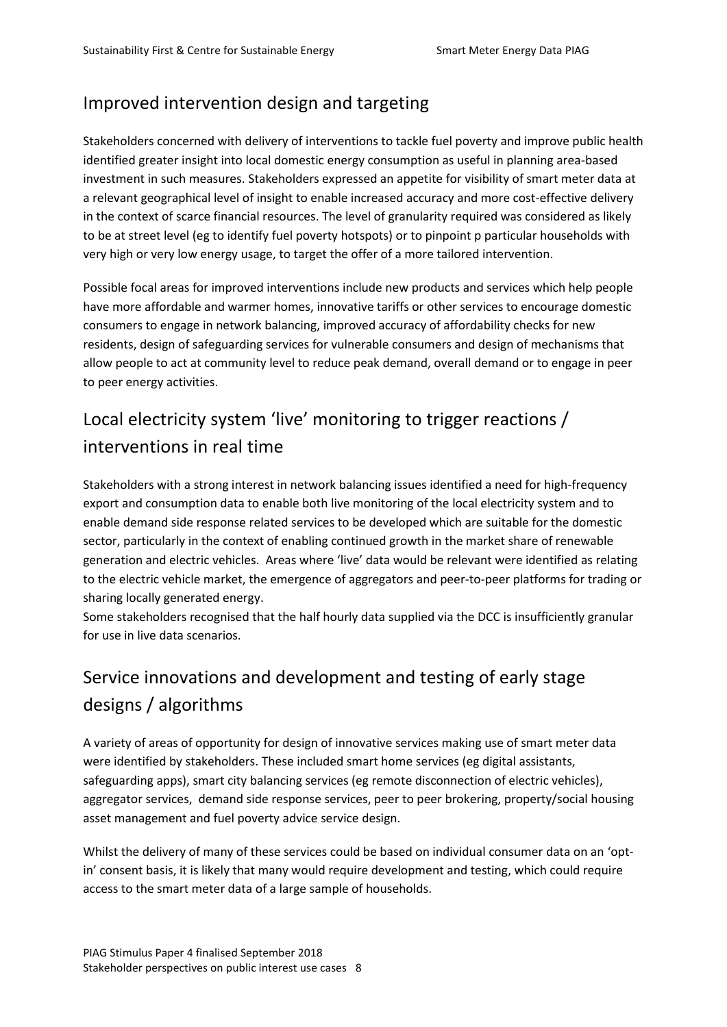## Improved intervention design and targeting

Stakeholders concerned with delivery of interventions to tackle fuel poverty and improve public health identified greater insight into local domestic energy consumption as useful in planning area-based investment in such measures. Stakeholders expressed an appetite for visibility of smart meter data at a relevant geographical level of insight to enable increased accuracy and more cost-effective delivery in the context of scarce financial resources. The level of granularity required was considered as likely to be at street level (eg to identify fuel poverty hotspots) or to pinpoint p particular households with very high or very low energy usage, to target the offer of a more tailored intervention.

Possible focal areas for improved interventions include new products and services which help people have more affordable and warmer homes, innovative tariffs or other services to encourage domestic consumers to engage in network balancing, improved accuracy of affordability checks for new residents, design of safeguarding services for vulnerable consumers and design of mechanisms that allow people to act at community level to reduce peak demand, overall demand or to engage in peer to peer energy activities.

## Local electricity system 'live' monitoring to trigger reactions / interventions in real time

Stakeholders with a strong interest in network balancing issues identified a need for high-frequency export and consumption data to enable both live monitoring of the local electricity system and to enable demand side response related services to be developed which are suitable for the domestic sector, particularly in the context of enabling continued growth in the market share of renewable generation and electric vehicles. Areas where 'live' data would be relevant were identified as relating to the electric vehicle market, the emergence of aggregators and peer-to-peer platforms for trading or sharing locally generated energy.

Some stakeholders recognised that the half hourly data supplied via the DCC is insufficiently granular for use in live data scenarios.

## Service innovations and development and testing of early stage designs / algorithms

A variety of areas of opportunity for design of innovative services making use of smart meter data were identified by stakeholders. These included smart home services (eg digital assistants, safeguarding apps), smart city balancing services (eg remote disconnection of electric vehicles), aggregator services, demand side response services, peer to peer brokering, property/social housing asset management and fuel poverty advice service design.

Whilst the delivery of many of these services could be based on individual consumer data on an 'opt-in' consent basis, it is likely that many would require development and testing, which could require access to the smart meter data of a large sample of households.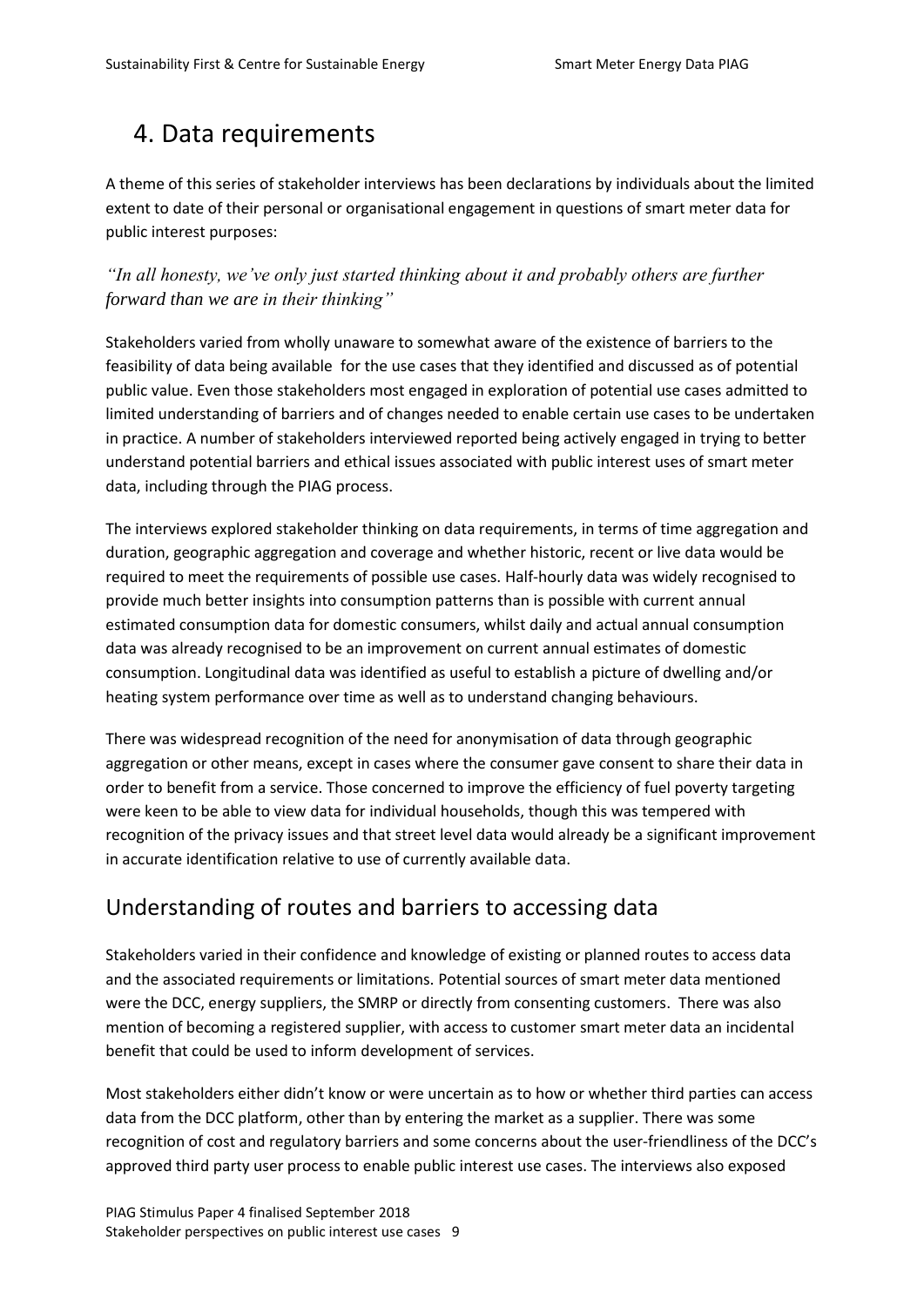# 4. Data requirements

A theme of this series of stakeholder interviews has been declarations by individuals about the limited extent to date of their personal or organisational engagement in questions of smart meter data for public interest purposes:

*"In all honesty, we've only just started thinking about it and probably others are further forward than we are in their thinking"*

Stakeholders varied from wholly unaware to somewhat aware of the existence of barriers to the feasibility of data being available for the use cases that they identified and discussed as of potential public value. Even those stakeholders most engaged in exploration of potential use cases admitted to limited understanding of barriers and of changes needed to enable certain use cases to be undertaken in practice. A number of stakeholders interviewed reported being actively engaged in trying to better understand potential barriers and ethical issues associated with public interest uses of smart meter data, including through the PIAG process.

The interviews explored stakeholder thinking on data requirements, in terms of time aggregation and duration, geographic aggregation and coverage and whether historic, recent or live data would be required to meet the requirements of possible use cases. Half-hourly data was widely recognised to provide much better insights into consumption patterns than is possible with current annual estimated consumption data for domestic consumers, whilst daily and actual annual consumption data was already recognised to be an improvement on current annual estimates of domestic consumption. Longitudinal data was identified as useful to establish a picture of dwelling and/or heating system performance over time as well as to understand changing behaviours.

There was widespread recognition of the need for anonymisation of data through geographic aggregation or other means, except in cases where the consumer gave consent to share their data in order to benefit from a service. Those concerned to improve the efficiency of fuel poverty targeting were keen to be able to view data for individual households, though this was tempered with recognition of the privacy issues and that street level data would already be a significant improvement in accurate identification relative to use of currently available data.

## Understanding of routes and barriers to accessing data

Stakeholders varied in their confidence and knowledge of existing or planned routes to access data and the associated requirements or limitations. Potential sources of smart meter data mentioned were the DCC, energy suppliers, the SMRP or directly from consenting customers. There was also mention of becoming a registered supplier, with access to customer smart meter data an incidental benefit that could be used to inform development of services.

Most stakeholders either didn't know or were uncertain as to how or whether third parties can access data from the DCC platform, other than by entering the market as a supplier. There was some recognition of cost and regulatory barriers and some concerns about the user-friendliness of the DCC's approved third party user process to enable public interest use cases. The interviews also exposed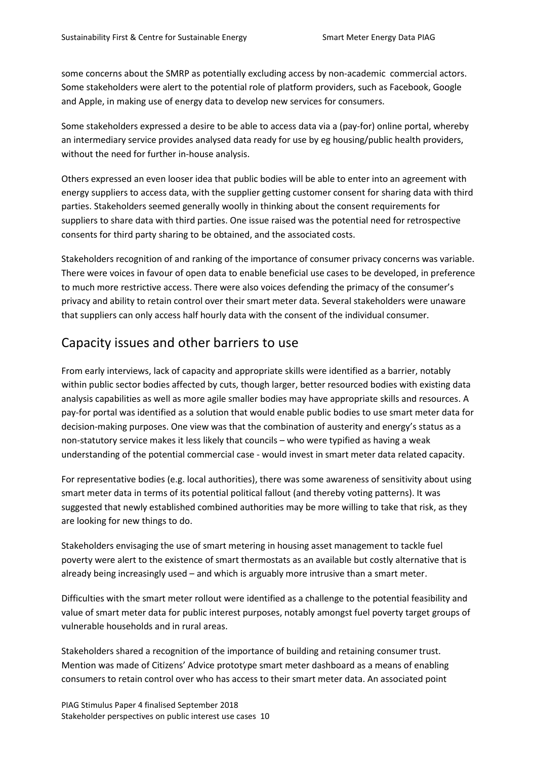some concerns about the SMRP as potentially excluding access by non-academic commercial actors. Some stakeholders were alert to the potential role of platform providers, such as Facebook, Google and Apple, in making use of energy data to develop new services for consumers.

Some stakeholders expressed a desire to be able to access data via a (pay-for) online portal, whereby an intermediary service provides analysed data ready for use by eg housing/public health providers, without the need for further in-house analysis.

Others expressed an even looser idea that public bodies will be able to enter into an agreement with energy suppliers to access data, with the supplier getting customer consent for sharing data with third parties. Stakeholders seemed generally woolly in thinking about the consent requirements for suppliers to share data with third parties. One issue raised was the potential need for retrospective consents for third party sharing to be obtained, and the associated costs.

Stakeholders recognition of and ranking of the importance of consumer privacy concerns was variable. There were voices in favour of open data to enable beneficial use cases to be developed, in preference to much more restrictive access. There were also voices defending the primacy of the consumer's privacy and ability to retain control over their smart meter data. Several stakeholders were unaware that suppliers can only access half hourly data with the consent of the individual consumer.

## Capacity issues and other barriers to use

From early interviews, lack of capacity and appropriate skills were identified as a barrier, notably within public sector bodies affected by cuts, though larger, better resourced bodies with existing data analysis capabilities as well as more agile smaller bodies may have appropriate skills and resources. A pay-for portal was identified as a solution that would enable public bodies to use smart meter data for decision-making purposes. One view was that the combination of austerity and energy's status as a non-statutory service makes it less likely that councils – who were typified as having a weak understanding of the potential commercial case - would invest in smart meter data related capacity.

For representative bodies (e.g. local authorities), there was some awareness of sensitivity about using smart meter data in terms of its potential political fallout (and thereby voting patterns). It was suggested that newly established combined authorities may be more willing to take that risk, as they are looking for new things to do.

Stakeholders envisaging the use of smart metering in housing asset management to tackle fuel poverty were alert to the existence of smart thermostats as an available but costly alternative that is already being increasingly used – and which is arguably more intrusive than a smart meter.

Difficulties with the smart meter rollout were identified as a challenge to the potential feasibility and value of smart meter data for public interest purposes, notably amongst fuel poverty target groups of vulnerable households and in rural areas.

Stakeholders shared a recognition of the importance of building and retaining consumer trust. Mention was made of Citizens' Advice prototype smart meter dashboard as a means of enabling consumers to retain control over who has access to their smart meter data. An associated point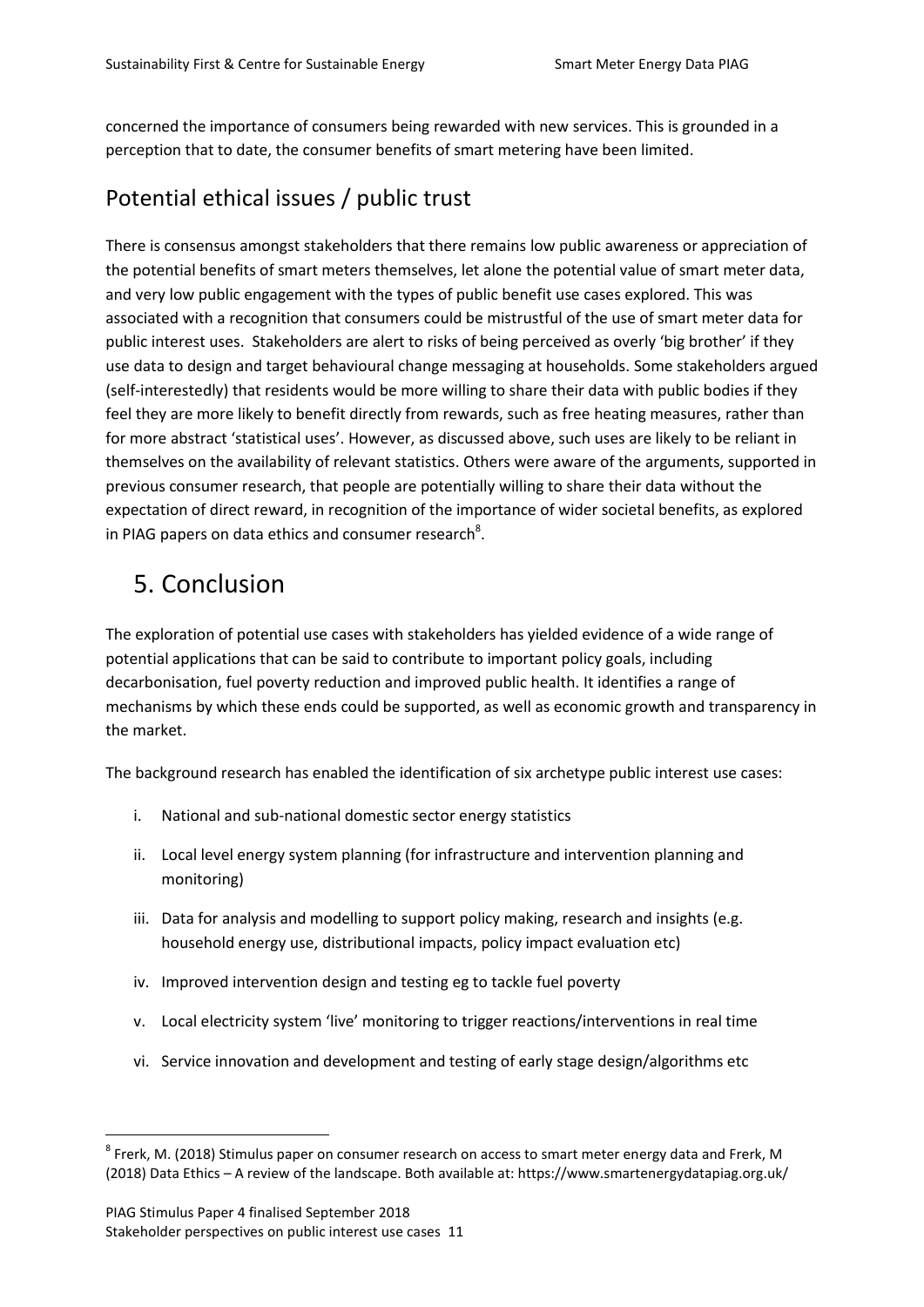concerned the importance of consumers being rewarded with new services. This is grounded in a perception that to date, the consumer benefits of smart metering have been limited.

## Potential ethical issues / public trust

There is consensus amongst stakeholders that there remains low public awareness or appreciation of the potential benefits of smart meters themselves, let alone the potential value of smart meter data, and very low public engagement with the types of public benefit use cases explored. This was associated with a recognition that consumers could be mistrustful of the use of smart meter data for public interest uses. Stakeholders are alert to risks of being perceived as overly 'big brother' if they use data to design and target behavioural change messaging at households. Some stakeholders argued (self-interestedly) that residents would be more willing to share their data with public bodies if they feel they are more likely to benefit directly from rewards, such as free heating measures, rather than for more abstract 'statistical uses'. However, as discussed above, such uses are likely to be reliant in themselves on the availability of relevant statistics. Others were aware of the arguments, supported in previous consumer research, that people are potentially willing to share their data without the expectation of direct reward, in recognition of the importance of wider societal benefits, as explored in PIAG papers on data ethics and consumer research[8].

# 5. Conclusion

The exploration of potential use cases with stakeholders has yielded evidence of a wide range of potential applications that can be said to contribute to important policy goals, including decarbonisation, fuel poverty reduction and improved public health. It identifies a range of mechanisms by which these ends could be supported, as well as economic growth and transparency in the market.

The background research has enabled the identification of six archetype public interest use cases:

i. National and sub-national domestic sector energy statistics

ii. Local level energy system planning (for infrastructure and intervention planning and monitoring)

iii. Data for analysis and modelling to support policy making, research and insights (e.g. household energy use, distributional impacts, policy impact evaluation etc)

iv. Improved intervention design and testing eg to tackle fuel poverty

v. Local electricity system 'live' monitoring to trigger reactions/interventions in real time

vi. Service innovation and development and testing of early stage design/algorithms etc

[8] Frerk, M. (2018) Stimulus paper on consumer research on access to smart meter energy data and Frerk, M (2018) Data Ethics – A review of the landscape. Both available at: https://www.smartenergydatapiag.org.uk/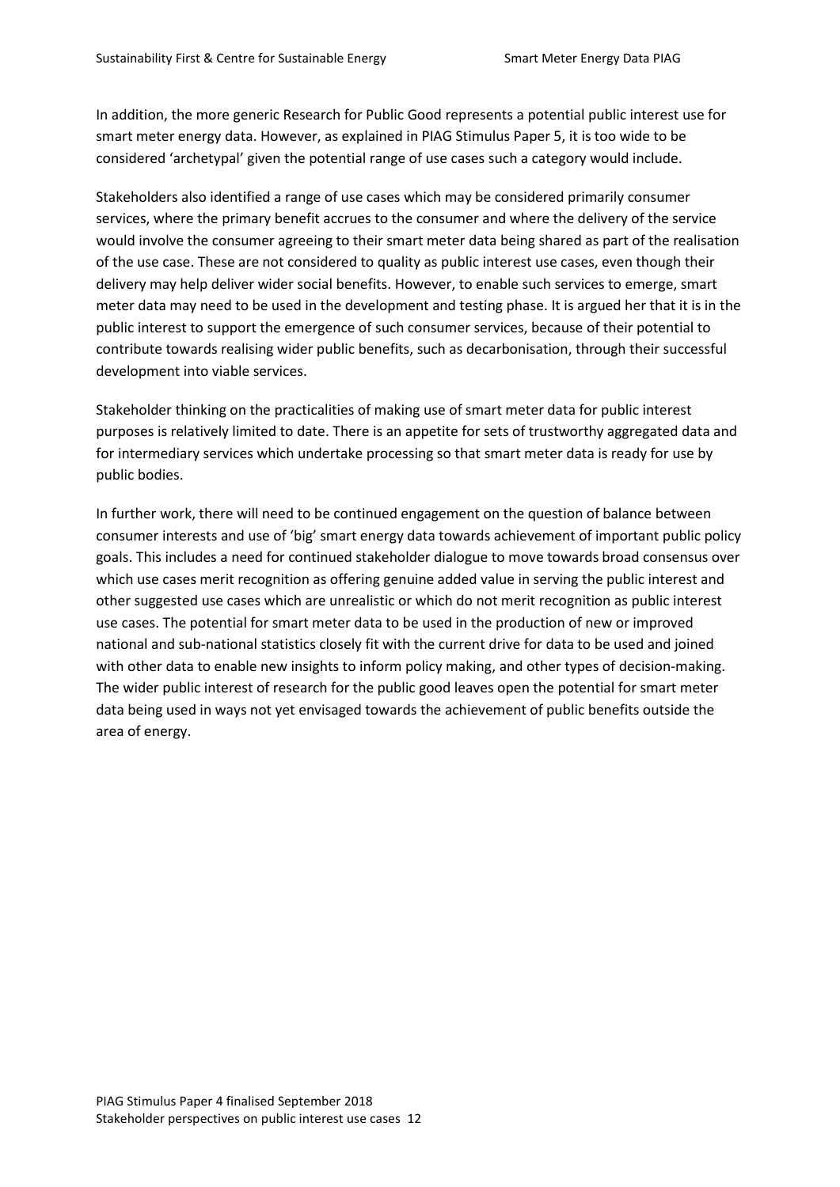In addition, the more generic Research for Public Good represents a potential public interest use for smart meter energy data. However, as explained in PIAG Stimulus Paper 5, it is too wide to be considered 'archetypal' given the potential range of use cases such a category would include.

Stakeholders also identified a range of use cases which may be considered primarily consumer services, where the primary benefit accrues to the consumer and where the delivery of the service would involve the consumer agreeing to their smart meter data being shared as part of the realisation of the use case. These are not considered to quality as public interest use cases, even though their delivery may help deliver wider social benefits. However, to enable such services to emerge, smart meter data may need to be used in the development and testing phase. It is argued her that it is in the public interest to support the emergence of such consumer services, because of their potential to contribute towards realising wider public benefits, such as decarbonisation, through their successful development into viable services.

Stakeholder thinking on the practicalities of making use of smart meter data for public interest purposes is relatively limited to date. There is an appetite for sets of trustworthy aggregated data and for intermediary services which undertake processing so that smart meter data is ready for use by public bodies.

In further work, there will need to be continued engagement on the question of balance between consumer interests and use of 'big' smart energy data towards achievement of important public policy goals. This includes a need for continued stakeholder dialogue to move towards broad consensus over which use cases merit recognition as offering genuine added value in serving the public interest and other suggested use cases which are unrealistic or which do not merit recognition as public interest use cases. The potential for smart meter data to be used in the production of new or improved national and sub-national statistics closely fit with the current drive for data to be used and joined with other data to enable new insights to inform policy making, and other types of decision-making. The wider public interest of research for the public good leaves open the potential for smart meter data being used in ways not yet envisaged towards the achievement of public benefits outside the area of energy.